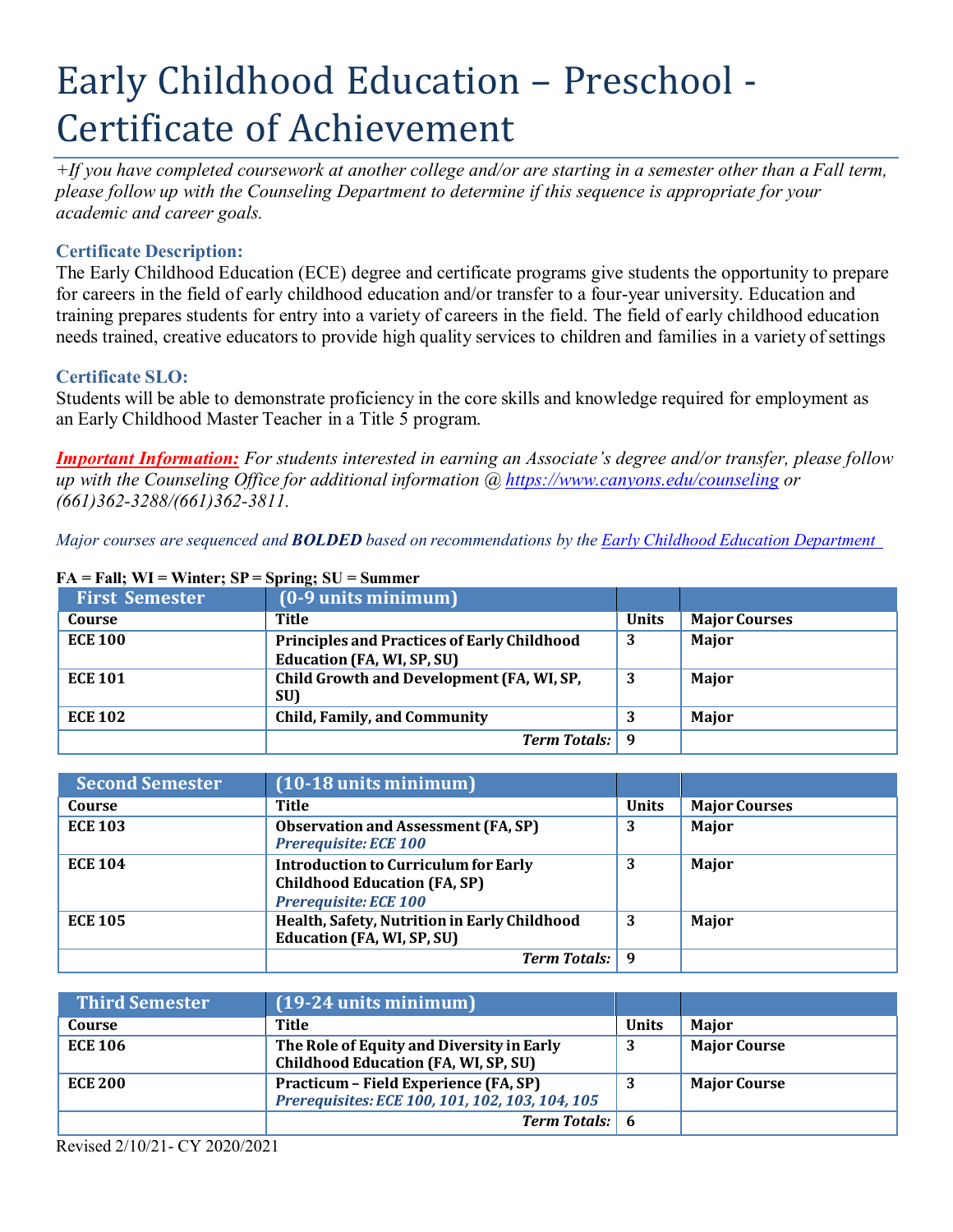# Early Childhood Education – Preschool - Certificate of Achievement

*+If you have completed coursework at another college and/or are starting in a semester other than a Fall term, please follow up with the Counseling Department to determine if this sequence is appropriate for your academic and career goals.*

### Certificate Description:

The Early Childhood Education (ECE) degree and certificate programs give students the opportunity to prepare for careers in the field of early childhood education and/or transfer to a four-year university. Education and training prepares students for entry into a variety of careers in the field. The field of early childhood education needs trained, creative educators to provide high quality services to children and families in a variety of settings

### Certificate SLO:

Students will be able to demonstrate proficiency in the core skills and knowledge required for employment as an Early Childhood Master Teacher in a Title 5 program.

***Important Information:*** *For students interested in earning an Associate's degree and/or transfer, please follow up with the Counseling Office for additional information @ https://www.canyons.edu/counseling or (661)362-3288/(661)362-3811.*

*Major courses are sequenced and **BOLDED** based on recommendations by the Early Childhood Education Department*

**FA = Fall; WI = Winter; SP = Spring; SU = Summer**

| First Semester | (0-9 units minimum) | | |
|---|---|---|---|
| **Course** | **Title** | **Units** | **Major Courses** |
| **ECE 100** | **Principles and Practices of Early Childhood Education (FA, WI, SP, SU)** | **3** | **Major** |
| **ECE 101** | **Child Growth and Development (FA, WI, SP, SU)** | **3** | **Major** |
| **ECE 102** | **Child, Family, and Community** | **3** | **Major** |
| | ***Term Totals:*** | **9** | |

| Second Semester | (10-18 units minimum) | | |
|---|---|---|---|
| **Course** | **Title** | **Units** | **Major Courses** |
| **ECE 103** | **Observation and Assessment (FA, SP)** ***Prerequisite: ECE 100*** | **3** | **Major** |
| **ECE 104** | **Introduction to Curriculum for Early Childhood Education (FA, SP)** ***Prerequisite: ECE 100*** | **3** | **Major** |
| **ECE 105** | **Health, Safety, Nutrition in Early Childhood Education (FA, WI, SP, SU)** | **3** | **Major** |
| | ***Term Totals:*** | **9** | |

| Third Semester | (19-24 units minimum) | | |
|---|---|---|---|
| **Course** | **Title** | **Units** | **Major** |
| **ECE 106** | **The Role of Equity and Diversity in Early Childhood Education (FA, WI, SP, SU)** | **3** | **Major Course** |
| **ECE 200** | **Practicum – Field Experience (FA, SP)** ***Prerequisites: ECE 100, 101, 102, 103, 104, 105*** | **3** | **Major Course** |
| | ***Term Totals:*** | **6** | |

Revised 2/10/21- CY 2020/2021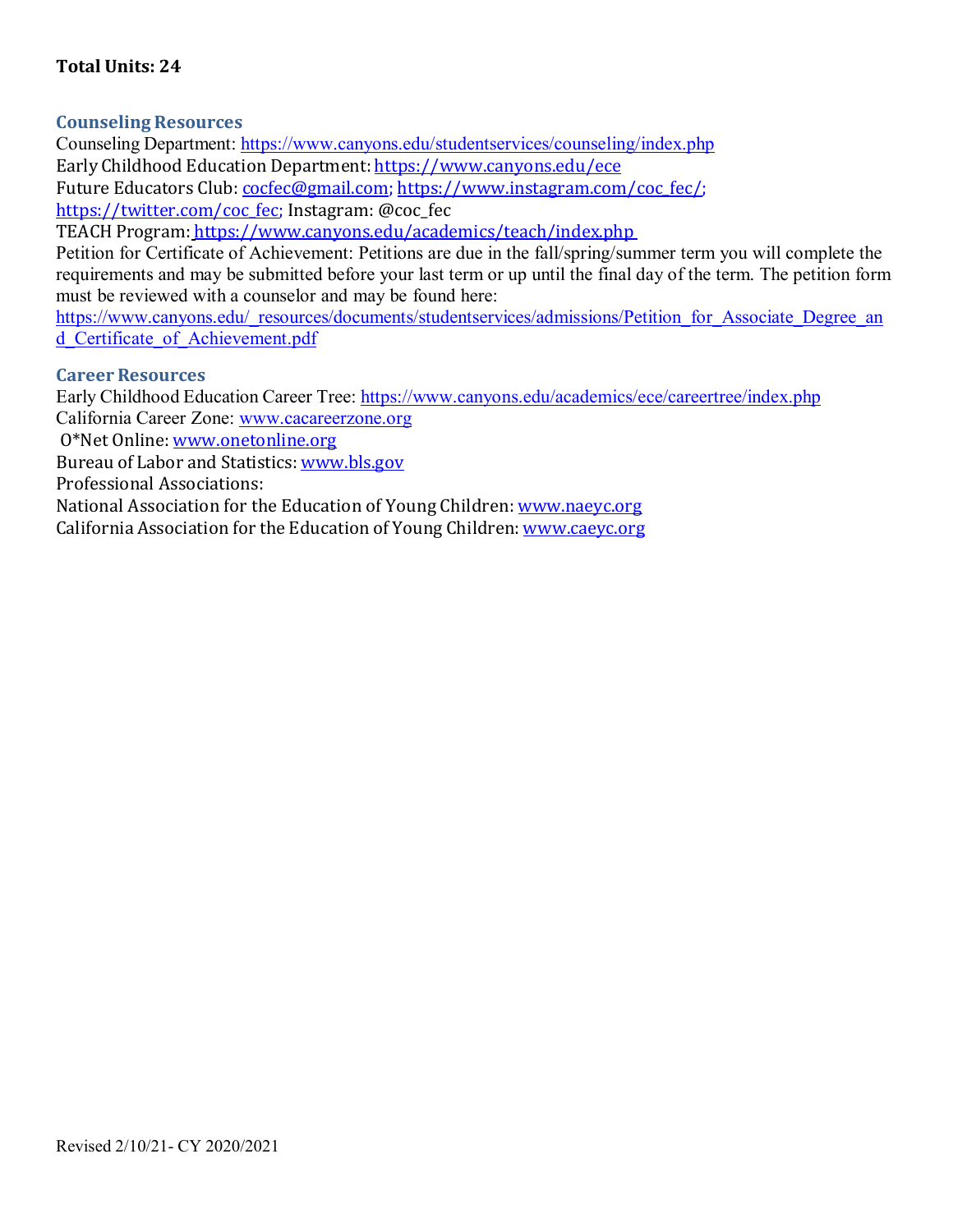**Total Units: 24**

## Counseling Resources

Counseling Department: https://www.canyons.edu/studentservices/counseling/index.php
Early Childhood Education Department: https://www.canyons.edu/ece
Future Educators Club: cocfec@gmail.com; https://www.instagram.com/coc_fec/; https://twitter.com/coc_fec; Instagram: @coc_fec
TEACH Program: https://www.canyons.edu/academics/teach/index.php
Petition for Certificate of Achievement: Petitions are due in the fall/spring/summer term you will complete the requirements and may be submitted before your last term or up until the final day of the term. The petition form must be reviewed with a counselor and may be found here:
https://www.canyons.edu/_resources/documents/studentservices/admissions/Petition_for_Associate_Degree_and_Certificate_of_Achievement.pdf

## Career Resources

Early Childhood Education Career Tree: https://www.canyons.edu/academics/ece/careertree/index.php
California Career Zone: www.cacareerzone.org
O*Net Online: www.onetonline.org
Bureau of Labor and Statistics: www.bls.gov
Professional Associations:
National Association for the Education of Young Children: www.naeyc.org
California Association for the Education of Young Children: www.caeyc.org

Revised 2/10/21- CY 2020/2021